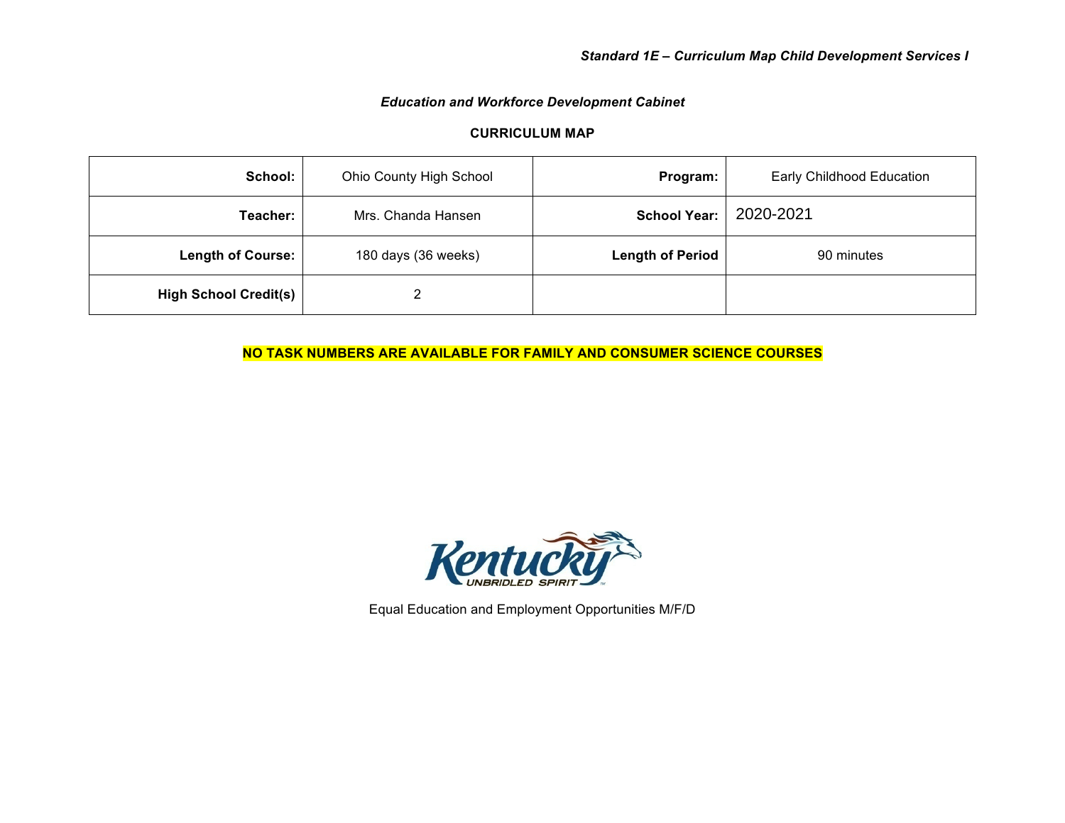*Standard 1E – Curriculum Map Child Development Services I*

***Education and Workforce Development Cabinet***

**CURRICULUM MAP**

| **School:** | Ohio County High School | **Program:** | Early Childhood Education |
|---|---|---|---|
| **Teacher:** | Mrs. Chanda Hansen | **School Year:** | 2020-2021 |
| **Length of Course:** | 180 days (36 weeks) | **Length of Period** | 90 minutes |
| **High School Credit(s)** | 2 | | |

**NO TASK NUMBERS ARE AVAILABLE FOR FAMILY AND CONSUMER SCIENCE COURSES**

Kentucky UNBRIDLED SPIRIT

Equal Education and Employment Opportunities M/F/D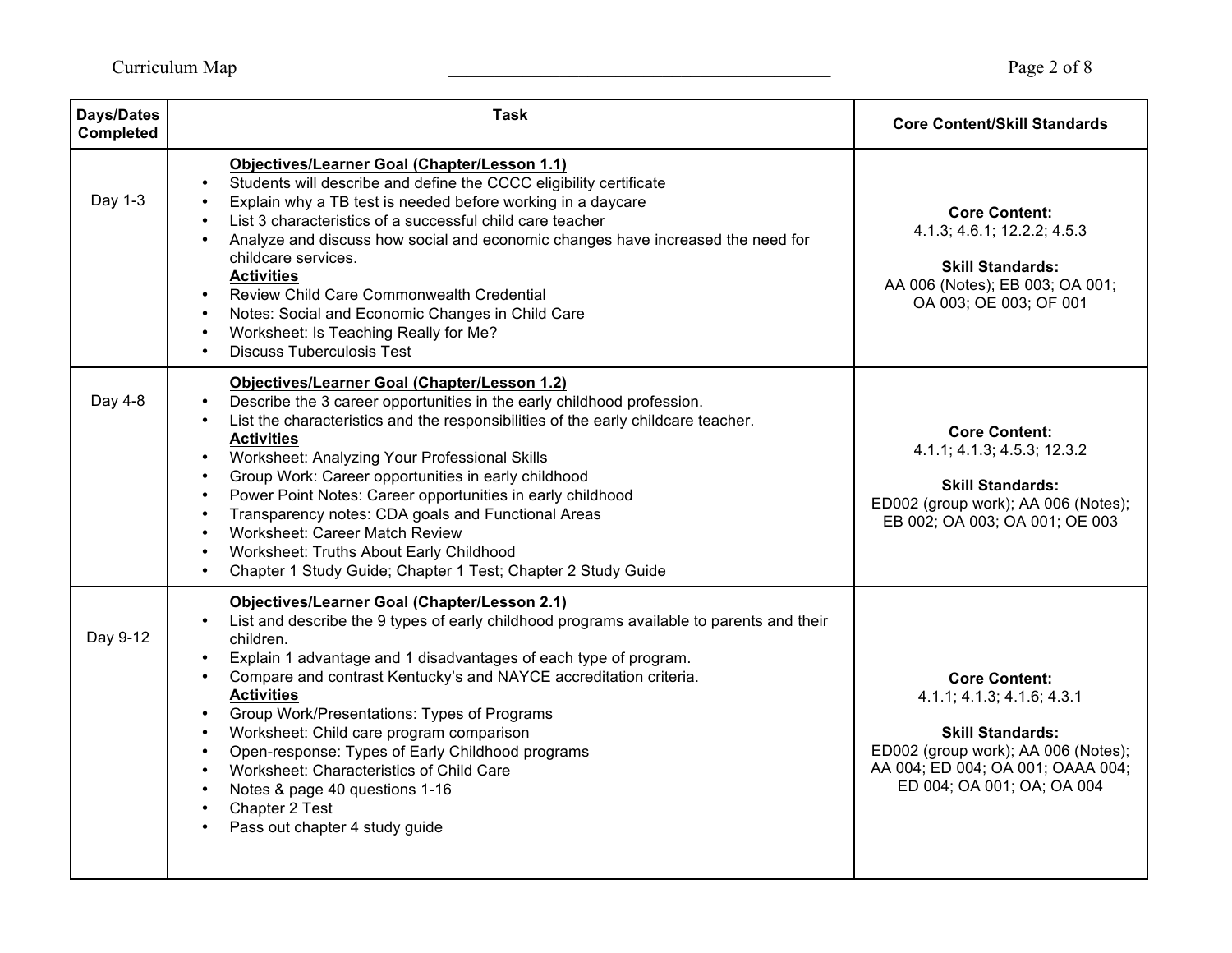| Days/Dates Completed | Task | Core Content/Skill Standards |
|---|---|---|
| Day 1-3 | **Objectives/Learner Goal (Chapter/Lesson 1.1)**<br>• Students will describe and define the CCCC eligibility certificate<br>• Explain why a TB test is needed before working in a daycare<br>• List 3 characteristics of a successful child care teacher<br>• Analyze and discuss how social and economic changes have increased the need for childcare services.<br>**Activities**<br>• Review Child Care Commonwealth Credential<br>• Notes: Social and Economic Changes in Child Care<br>• Worksheet: Is Teaching Really for Me?<br>• Discuss Tuberculosis Test | **Core Content:**<br>4.1.3; 4.6.1; 12.2.2; 4.5.3<br><br>**Skill Standards:**<br>AA 006 (Notes); EB 003; OA 001; OA 003; OE 003; OF 001 |
| Day 4-8 | **Objectives/Learner Goal (Chapter/Lesson 1.2)**<br>• Describe the 3 career opportunities in the early childhood profession.<br>• List the characteristics and the responsibilities of the early childcare teacher.<br>**Activities**<br>• Worksheet: Analyzing Your Professional Skills<br>• Group Work: Career opportunities in early childhood<br>• Power Point Notes: Career opportunities in early childhood<br>• Transparency notes: CDA goals and Functional Areas<br>• Worksheet: Career Match Review<br>• Worksheet: Truths About Early Childhood<br>• Chapter 1 Study Guide; Chapter 1 Test; Chapter 2 Study Guide | **Core Content:**<br>4.1.1; 4.1.3; 4.5.3; 12.3.2<br><br>**Skill Standards:**<br>ED002 (group work); AA 006 (Notes); EB 002; OA 003; OA 001; OE 003 |
| Day 9-12 | **Objectives/Learner Goal (Chapter/Lesson 2.1)**<br>• List and describe the 9 types of early childhood programs available to parents and their children.<br>• Explain 1 advantage and 1 disadvantages of each type of program.<br>• Compare and contrast Kentucky's and NAYCE accreditation criteria.<br>**Activities**<br>• Group Work/Presentations: Types of Programs<br>• Worksheet: Child care program comparison<br>• Open-response: Types of Early Childhood programs<br>• Worksheet: Characteristics of Child Care<br>• Notes & page 40 questions 1-16<br>• Chapter 2 Test<br>• Pass out chapter 4 study guide | **Core Content:**<br>4.1.1; 4.1.3; 4.1.6; 4.3.1<br><br>**Skill Standards:**<br>ED002 (group work); AA 006 (Notes); AA 004; ED 004; OA 001; OAAA 004; ED 004; OA 001; OA; OA 004 |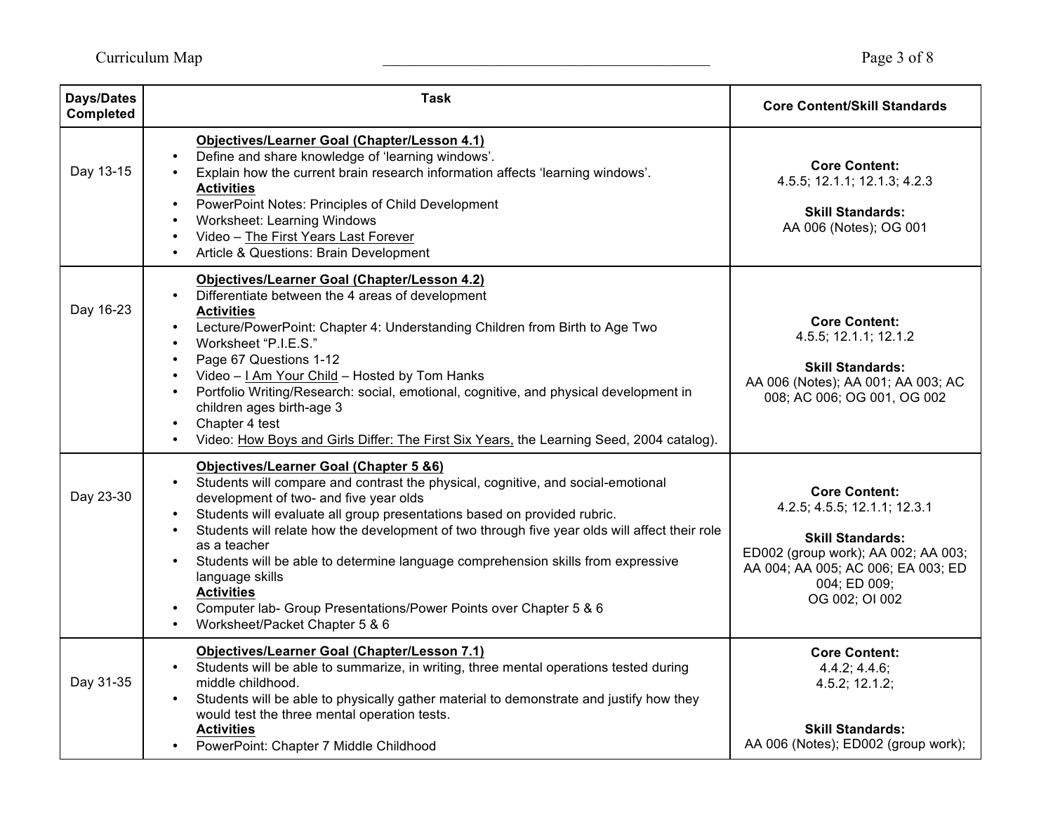| Days/Dates Completed | Task | Core Content/Skill Standards |
|---|---|---|
| Day 13-15 | **Objectives/Learner Goal (Chapter/Lesson 4.1)**<br>• Define and share knowledge of 'learning windows'.<br>• Explain how the current brain research information affects 'learning windows'.<br>**Activities**<br>• PowerPoint Notes: Principles of Child Development<br>• Worksheet: Learning Windows<br>• Video – The First Years Last Forever<br>• Article & Questions: Brain Development | **Core Content:**<br>4.5.5; 12.1.1; 12.1.3; 4.2.3<br><br>**Skill Standards:**<br>AA 006 (Notes); OG 001 |
| Day 16-23 | **Objectives/Learner Goal (Chapter/Lesson 4.2)**<br>• Differentiate between the 4 areas of development<br>**Activities**<br>• Lecture/PowerPoint: Chapter 4: Understanding Children from Birth to Age Two<br>• Worksheet "P.I.E.S."<br>• Page 67 Questions 1-12<br>• Video – I Am Your Child – Hosted by Tom Hanks<br>• Portfolio Writing/Research: social, emotional, cognitive, and physical development in children ages birth-age 3<br>• Chapter 4 test<br>• Video: How Boys and Girls Differ: The First Six Years, the Learning Seed, 2004 catalog). | **Core Content:**<br>4.5.5; 12.1.1; 12.1.2<br><br>**Skill Standards:**<br>AA 006 (Notes); AA 001; AA 003; AC 008; AC 006; OG 001, OG 002 |
| Day 23-30 | **Objectives/Learner Goal (Chapter 5 &6)**<br>• Students will compare and contrast the physical, cognitive, and social-emotional development of two- and five year olds<br>• Students will evaluate all group presentations based on provided rubric.<br>• Students will relate how the development of two through five year olds will affect their role as a teacher<br>• Students will be able to determine language comprehension skills from expressive language skills<br>**Activities**<br>• Computer lab- Group Presentations/Power Points over Chapter 5 & 6<br>• Worksheet/Packet Chapter 5 & 6 | **Core Content:**<br>4.2.5; 4.5.5; 12.1.1; 12.3.1<br><br>**Skill Standards:**<br>ED002 (group work); AA 002; AA 003; AA 004; AA 005; AC 006; EA 003; ED 004; ED 009;<br>OG 002; OI 002 |
| Day 31-35 | **Objectives/Learner Goal (Chapter/Lesson 7.1)**<br>• Students will be able to summarize, in writing, three mental operations tested during middle childhood.<br>• Students will be able to physically gather material to demonstrate and justify how they would test the three mental operation tests.<br>**Activities**<br>• PowerPoint: Chapter 7 Middle Childhood | **Core Content:**<br>4.4.2; 4.4.6;<br>4.5.2; 12.1.2;<br><br>**Skill Standards:**<br>AA 006 (Notes); ED002 (group work); |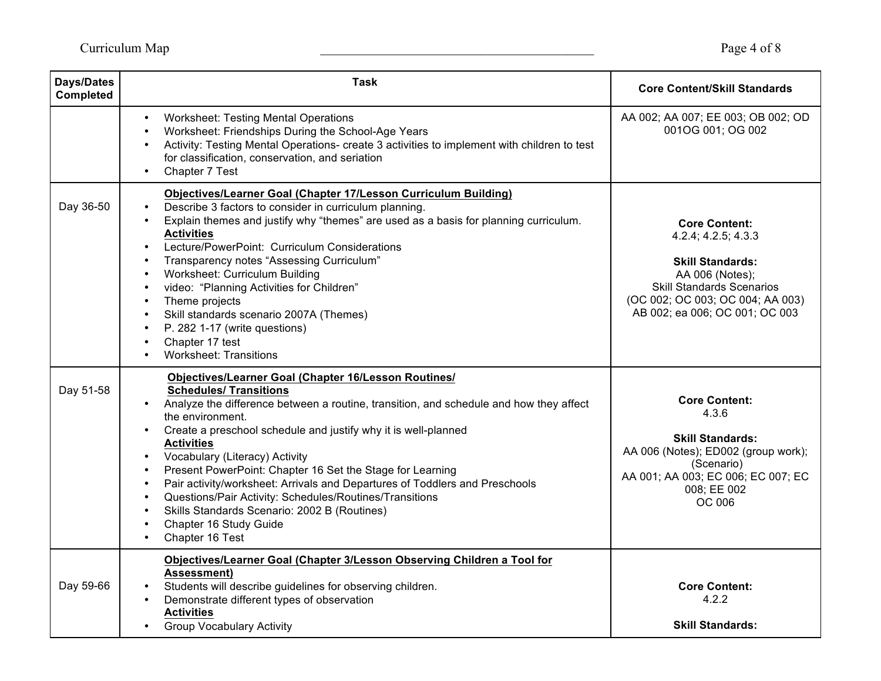| Days/Dates Completed | Task | Core Content/Skill Standards |
|---|---|---|
| | • Worksheet: Testing Mental Operations<br>• Worksheet: Friendships During the School-Age Years<br>• Activity: Testing Mental Operations- create 3 activities to implement with children to test for classification, conservation, and seriation<br>• Chapter 7 Test | AA 002; AA 007; EE 003; OB 002; OD 001OG 001; OG 002 |
| Day 36-50 | **Objectives/Learner Goal (Chapter 17/Lesson Curriculum Building)**<br>• Describe 3 factors to consider in curriculum planning.<br>• Explain themes and justify why "themes" are used as a basis for planning curriculum.<br>**Activities**<br>• Lecture/PowerPoint: Curriculum Considerations<br>• Transparency notes "Assessing Curriculum"<br>• Worksheet: Curriculum Building<br>• video: "Planning Activities for Children"<br>• Theme projects<br>• Skill standards scenario 2007A (Themes)<br>• P. 282 1-17 (write questions)<br>• Chapter 17 test<br>• Worksheet: Transitions | **Core Content:**<br>4.2.4; 4.2.5; 4.3.3<br><br>**Skill Standards:**<br>AA 006 (Notes);<br>Skill Standards Scenarios<br>(OC 002; OC 003; OC 004; AA 003)<br>AB 002; ea 006; OC 001; OC 003 |
| Day 51-58 | **Objectives/Learner Goal (Chapter 16/Lesson Routines/ Schedules/ Transitions**<br>• Analyze the difference between a routine, transition, and schedule and how they affect the environment.<br>• Create a preschool schedule and justify why it is well-planned<br>**Activities**<br>• Vocabulary (Literacy) Activity<br>• Present PowerPoint: Chapter 16 Set the Stage for Learning<br>• Pair activity/worksheet: Arrivals and Departures of Toddlers and Preschools<br>• Questions/Pair Activity: Schedules/Routines/Transitions<br>• Skills Standards Scenario: 2002 B (Routines)<br>• Chapter 16 Study Guide<br>• Chapter 16 Test | **Core Content:**<br>4.3.6<br><br>**Skill Standards:**<br>AA 006 (Notes); ED002 (group work); (Scenario)<br>AA 001; AA 003; EC 006; EC 007; EC 008; EE 002<br>OC 006 |
| Day 59-66 | **Objectives/Learner Goal (Chapter 3/Lesson Observing Children a Tool for Assessment)**<br>• Students will describe guidelines for observing children.<br>• Demonstrate different types of observation<br>**Activities**<br>• Group Vocabulary Activity | **Core Content:**<br>4.2.2<br><br>**Skill Standards:** |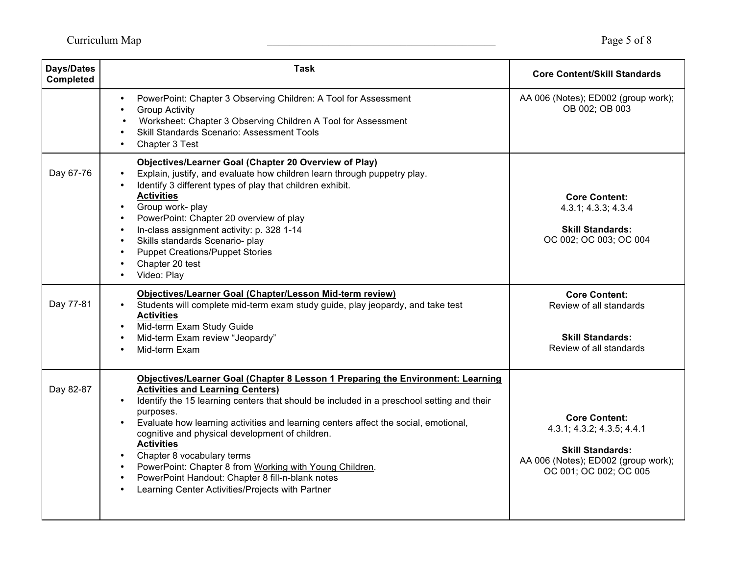| Days/Dates Completed | Task | Core Content/Skill Standards |
|---|---|---|
| | • PowerPoint: Chapter 3 Observing Children: A Tool for Assessment<br>• Group Activity<br>• Worksheet: Chapter 3 Observing Children A Tool for Assessment<br>• Skill Standards Scenario: Assessment Tools<br>• Chapter 3 Test | AA 006 (Notes); ED002 (group work); OB 002; OB 003 |
| Day 67-76 | **<u>Objectives/Learner Goal (Chapter 20 Overview of Play)</u>**<br>• Explain, justify, and evaluate how children learn through puppetry play.<br>• Identify 3 different types of play that children exhibit.<br>**<u>Activities</u>**<br>• Group work- play<br>• PowerPoint: Chapter 20 overview of play<br>• In-class assignment activity: p. 328 1-14<br>• Skills standards Scenario- play<br>• Puppet Creations/Puppet Stories<br>• Chapter 20 test<br>• Video: Play | **Core Content:**<br>4.3.1; 4.3.3; 4.3.4<br><br>**Skill Standards:**<br>OC 002; OC 003; OC 004 |
| Day 77-81 | **<u>Objectives/Learner Goal (Chapter/Lesson Mid-term review)</u>**<br>• Students will complete mid-term exam study guide, play jeopardy, and take test<br>**<u>Activities</u>**<br>• Mid-term Exam Study Guide<br>• Mid-term Exam review "Jeopardy"<br>• Mid-term Exam | **Core Content:**<br>Review of all standards<br><br>**Skill Standards:**<br>Review of all standards |
| Day 82-87 | **<u>Objectives/Learner Goal (Chapter 8 Lesson 1 Preparing the Environment: Learning Activities and Learning Centers)</u>**<br>• Identify the 15 learning centers that should be included in a preschool setting and their purposes.<br>• Evaluate how learning activities and learning centers affect the social, emotional, cognitive and physical development of children.<br>**<u>Activities</u>**<br>• Chapter 8 vocabulary terms<br>• PowerPoint: Chapter 8 from <u>Working with Young Children</u>.<br>• PowerPoint Handout: Chapter 8 fill-n-blank notes<br>• Learning Center Activities/Projects with Partner | **Core Content:**<br>4.3.1; 4.3.2; 4.3.5; 4.4.1<br><br>**Skill Standards:**<br>AA 006 (Notes); ED002 (group work); OC 001; OC 002; OC 005 |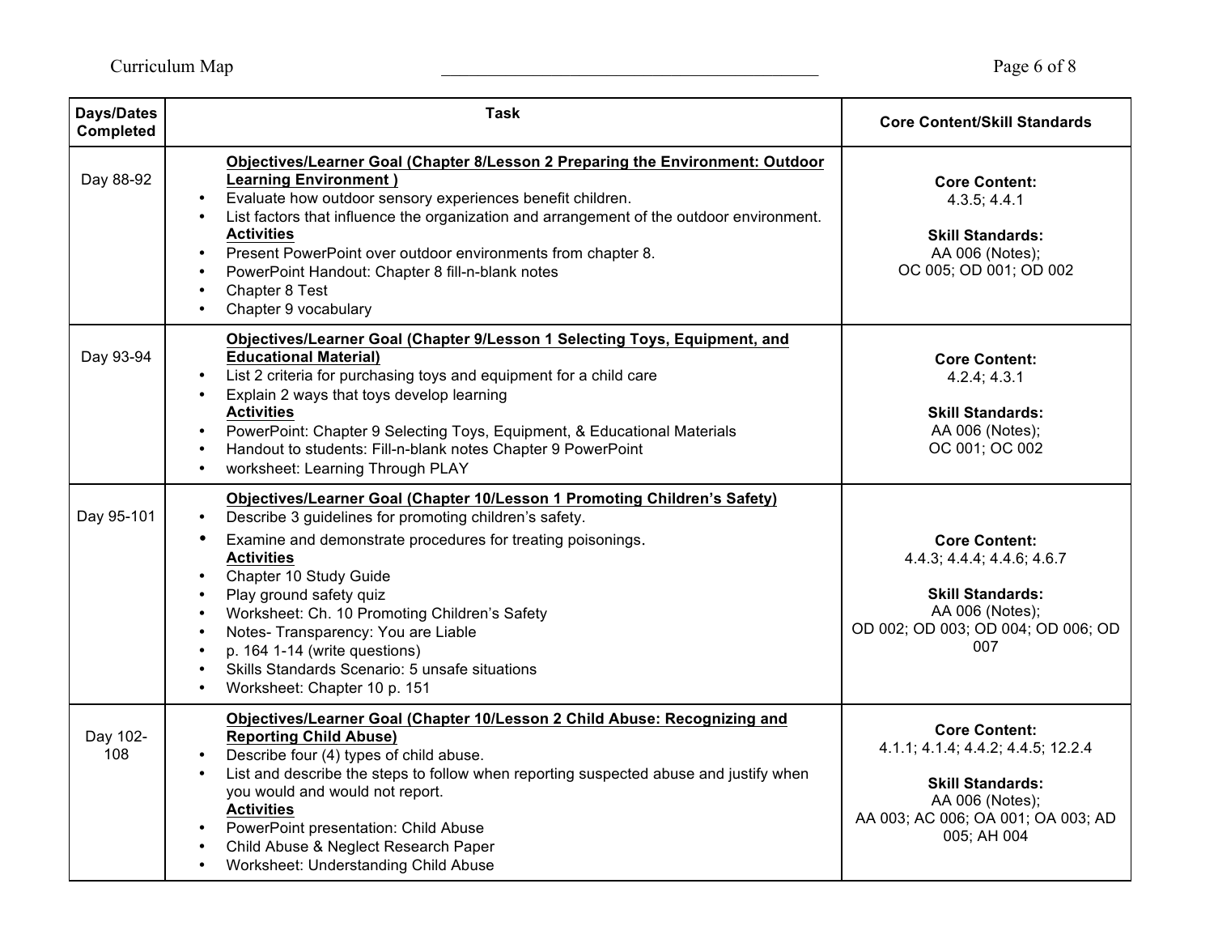| Days/Dates Completed | Task | Core Content/Skill Standards |
|---|---|---|
| Day 88-92 | **Objectives/Learner Goal (Chapter 8/Lesson 2 Preparing the Environment: Outdoor Learning Environment )**<br>• Evaluate how outdoor sensory experiences benefit children.<br>• List factors that influence the organization and arrangement of the outdoor environment.<br>**Activities**<br>• Present PowerPoint over outdoor environments from chapter 8.<br>• PowerPoint Handout: Chapter 8 fill-n-blank notes<br>• Chapter 8 Test<br>• Chapter 9 vocabulary | **Core Content:**<br>4.3.5; 4.4.1<br><br>**Skill Standards:**<br>AA 006 (Notes);<br>OC 005; OD 001; OD 002 |
| Day 93-94 | **Objectives/Learner Goal (Chapter 9/Lesson 1 Selecting Toys, Equipment, and Educational Material)**<br>• List 2 criteria for purchasing toys and equipment for a child care<br>• Explain 2 ways that toys develop learning<br>**Activities**<br>• PowerPoint: Chapter 9 Selecting Toys, Equipment, & Educational Materials<br>• Handout to students: Fill-n-blank notes Chapter 9 PowerPoint<br>• worksheet: Learning Through PLAY | **Core Content:**<br>4.2.4; 4.3.1<br><br>**Skill Standards:**<br>AA 006 (Notes);<br>OC 001; OC 002 |
| Day 95-101 | **Objectives/Learner Goal (Chapter 10/Lesson 1 Promoting Children's Safety)**<br>• Describe 3 guidelines for promoting children's safety.<br>• Examine and demonstrate procedures for treating poisonings.<br>**Activities**<br>• Chapter 10 Study Guide<br>• Play ground safety quiz<br>• Worksheet: Ch. 10 Promoting Children's Safety<br>• Notes- Transparency: You are Liable<br>• p. 164 1-14 (write questions)<br>• Skills Standards Scenario: 5 unsafe situations<br>• Worksheet: Chapter 10 p. 151 | **Core Content:**<br>4.4.3; 4.4.4; 4.4.6; 4.6.7<br><br>**Skill Standards:**<br>AA 006 (Notes);<br>OD 002; OD 003; OD 004; OD 006; OD 007 |
| Day 102-108 | **Objectives/Learner Goal (Chapter 10/Lesson 2 Child Abuse: Recognizing and Reporting Child Abuse)**<br>• Describe four (4) types of child abuse.<br>• List and describe the steps to follow when reporting suspected abuse and justify when you would and would not report.<br>**Activities**<br>• PowerPoint presentation: Child Abuse<br>• Child Abuse & Neglect Research Paper<br>• Worksheet: Understanding Child Abuse | **Core Content:**<br>4.1.1; 4.1.4; 4.4.2; 4.4.5; 12.2.4<br><br>**Skill Standards:**<br>AA 006 (Notes);<br>AA 003; AC 006; OA 001; OA 003; AD 005; AH 004 |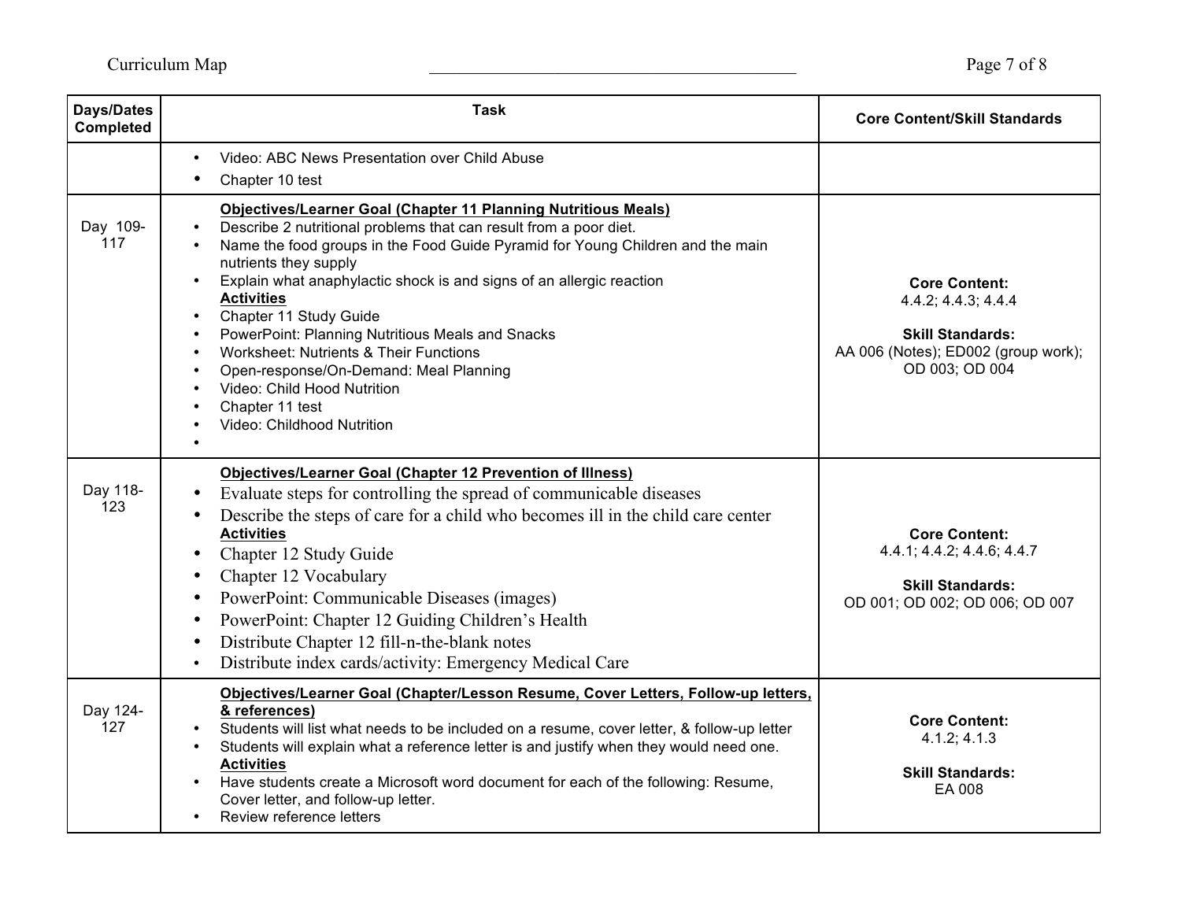| Days/Dates Completed | Task | Core Content/Skill Standards |
|---|---|---|
| | • Video: ABC News Presentation over Child Abuse<br>• Chapter 10 test | |
| Day 109-117 | **Objectives/Learner Goal (Chapter 11 Planning Nutritious Meals)**<br>• Describe 2 nutritional problems that can result from a poor diet.<br>• Name the food groups in the Food Guide Pyramid for Young Children and the main nutrients they supply<br>• Explain what anaphylactic shock is and signs of an allergic reaction<br>**Activities**<br>• Chapter 11 Study Guide<br>• PowerPoint: Planning Nutritious Meals and Snacks<br>• Worksheet: Nutrients & Their Functions<br>• Open-response/On-Demand: Meal Planning<br>• Video: Child Hood Nutrition<br>• Chapter 11 test<br>• Video: Childhood Nutrition<br>• | **Core Content:**<br>4.4.2; 4.4.3; 4.4.4<br><br>**Skill Standards:**<br>AA 006 (Notes); ED002 (group work); OD 003; OD 004 |
| Day 118-123 | **Objectives/Learner Goal (Chapter 12 Prevention of Illness)**<br>• Evaluate steps for controlling the spread of communicable diseases<br>• Describe the steps of care for a child who becomes ill in the child care center<br>**Activities**<br>• Chapter 12 Study Guide<br>• Chapter 12 Vocabulary<br>• PowerPoint: Communicable Diseases (images)<br>• PowerPoint: Chapter 12 Guiding Children's Health<br>• Distribute Chapter 12 fill-n-the-blank notes<br>• Distribute index cards/activity: Emergency Medical Care | **Core Content:**<br>4.4.1; 4.4.2; 4.4.6; 4.4.7<br><br>**Skill Standards:**<br>OD 001; OD 002; OD 006; OD 007 |
| Day 124-127 | **Objectives/Learner Goal (Chapter/Lesson Resume, Cover Letters, Follow-up letters, & references)**<br>• Students will list what needs to be included on a resume, cover letter, & follow-up letter<br>• Students will explain what a reference letter is and justify when they would need one.<br>**Activities**<br>• Have students create a Microsoft word document for each of the following: Resume, Cover letter, and follow-up letter.<br>• Review reference letters | **Core Content:**<br>4.1.2; 4.1.3<br><br>**Skill Standards:**<br>EA 008 |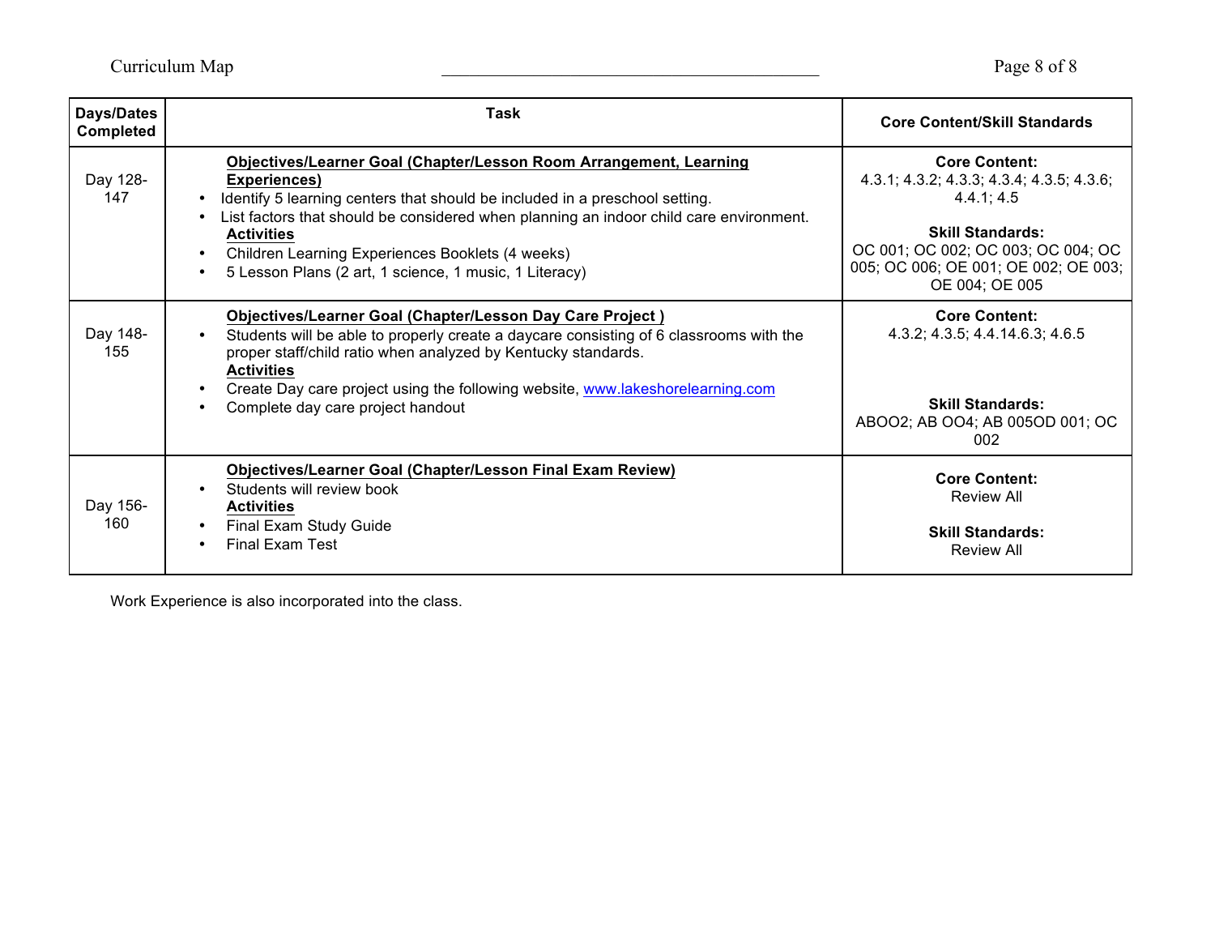| Days/Dates Completed | Task | Core Content/Skill Standards |
|---|---|---|
| Day 128-147 | **Objectives/Learner Goal (Chapter/Lesson Room Arrangement, Learning Experiences)**<br>• Identify 5 learning centers that should be included in a preschool setting.<br>• List factors that should be considered when planning an indoor child care environment.<br>**Activities**<br>• Children Learning Experiences Booklets (4 weeks)<br>• 5 Lesson Plans (2 art, 1 science, 1 music, 1 Literacy) | **Core Content:**<br>4.3.1; 4.3.2; 4.3.3; 4.3.4; 4.3.5; 4.3.6; 4.4.1; 4.5<br><br>**Skill Standards:**<br>OC 001; OC 002; OC 003; OC 004; OC 005; OC 006; OE 001; OE 002; OE 003; OE 004; OE 005 |
| Day 148-155 | **Objectives/Learner Goal (Chapter/Lesson Day Care Project )**<br>• Students will be able to properly create a daycare consisting of 6 classrooms with the proper staff/child ratio when analyzed by Kentucky standards.<br>**Activities**<br>• Create Day care project using the following website, www.lakeshorelearning.com<br>• Complete day care project handout | **Core Content:**<br>4.3.2; 4.3.5; 4.4.14.6.3; 4.6.5<br><br>**Skill Standards:**<br>ABOO2; AB OO4; AB 005OD 001; OC 002 |
| Day 156-160 | **Objectives/Learner Goal (Chapter/Lesson Final Exam Review)**<br>• Students will review book<br>**Activities**<br>• Final Exam Study Guide<br>• Final Exam Test | **Core Content:**<br>Review All<br><br>**Skill Standards:**<br>Review All |

Work Experience is also incorporated into the class.